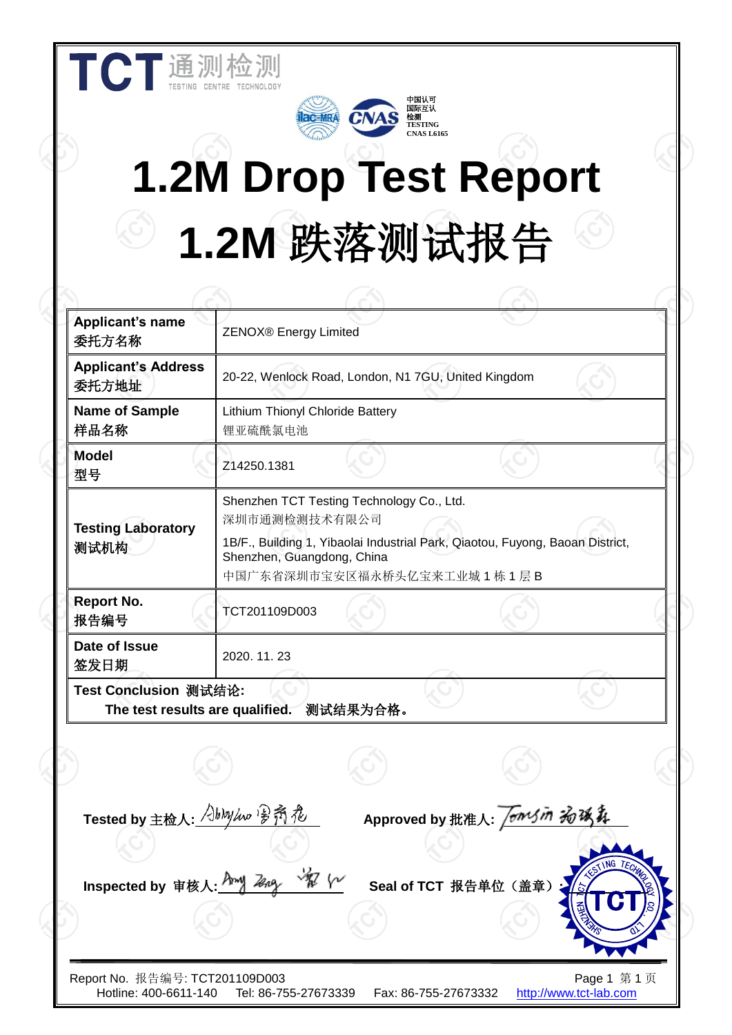TCT 通测检测 TESTING CENTRE TECHNOLOGY

中国认可 国际互认 检测 TESTING CNAS L6165

# 1.2M Drop Test Report

# 1.2M 跌落测试报告

| | |
|---|---|
| **Applicant's name 委托方名称** | ZENOX® Energy Limited |
| **Applicant's Address 委托方地址** | 20-22, Wenlock Road, London, N1 7GU, United Kingdom |
| **Name of Sample 样品名称** | Lithium Thionyl Chloride Battery 锂亚硫酰氯电池 |
| **Model 型号** | Z14250.1381 |
| **Testing Laboratory 测试机构** | Shenzhen TCT Testing Technology Co., Ltd. 深圳市通测检测技术有限公司 1B/F., Building 1, Yibaolai Industrial Park, Qiaotou, Fuyong, Baoan District, Shenzhen, Guangdong, China 中国广东省深圳市宝安区福永桥头亿宝来工业城 1 栋 1 层 B |
| **Report No. 报告编号** | TCT201109D003 |
| **Date of Issue 签发日期** | 2020. 11. 23 |

**Test Conclusion 测试结论:**

**The test results are qualified. 测试结果为合格。**

**Tested by 主检人:** Abby Luo 罗莉霞

**Approved by 批准人:** Tomsin 汤瑞森

**Inspected by 审核人:** Amy Zeng 曾兰

**Seal of TCT 报告单位（盖章）:**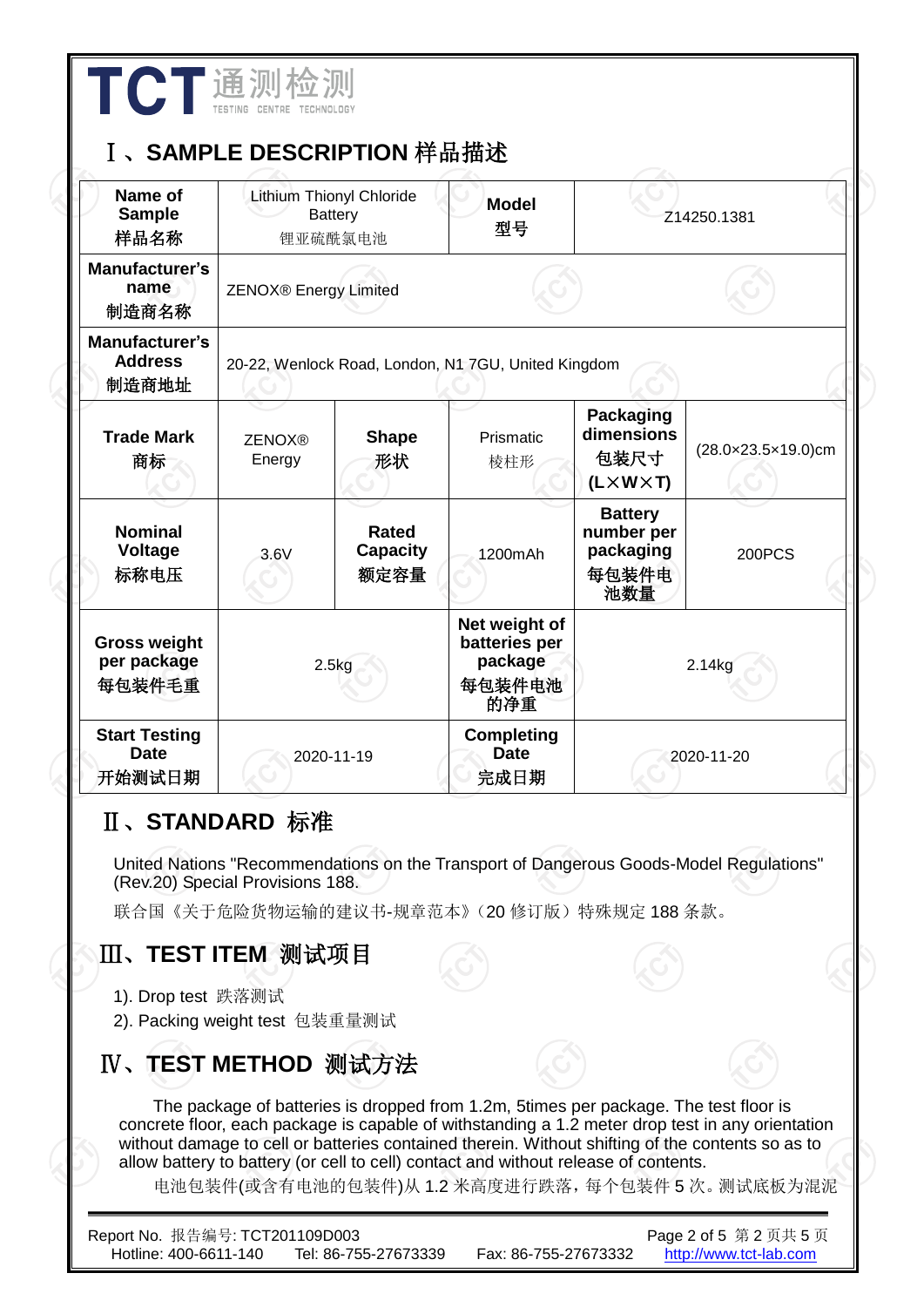## Ⅰ、SAMPLE DESCRIPTION 样品描述

| Name of Sample 样品名称 | Lithium Thionyl Chloride Battery 锂亚硫酰氯电池 | | Model 型号 | Z14250.1381 | |
|---|---|---|---|---|---|
| Manufacturer's name 制造商名称 | ZENOX® Energy Limited | | | | |
| Manufacturer's Address 制造商地址 | 20-22, Wenlock Road, London, N1 7GU, United Kingdom | | | | |
| Trade Mark 商标 | ZENOX® Energy | Shape 形状 | Prismatic 棱柱形 | Packaging dimensions 包装尺寸 (L×W×T) | (28.0×23.5×19.0)cm |
| Nominal Voltage 标称电压 | 3.6V | Rated Capacity 额定容量 | 1200mAh | Battery number per packaging 每包装件电池数量 | 200PCS |
| Gross weight per package 每包装件毛重 | 2.5kg | | Net weight of batteries per package 每包装件电池的净重 | 2.14kg | |
| Start Testing Date 开始测试日期 | 2020-11-19 | | Completing Date 完成日期 | 2020-11-20 | |

## Ⅱ、STANDARD 标准

United Nations "Recommendations on the Transport of Dangerous Goods-Model Regulations" (Rev.20) Special Provisions 188.

联合国《关于危险货物运输的建议书-规章范本》(20 修订版）特殊规定 188 条款。

## Ⅲ、TEST ITEM 测试项目

1). Drop test 跌落测试

2). Packing weight test 包装重量测试

## Ⅳ、TEST METHOD 测试方法

The package of batteries is dropped from 1.2m, 5times per package. The test floor is concrete floor, each package is capable of withstanding a 1.2 meter drop test in any orientation without damage to cell or batteries contained therein. Without shifting of the contents so as to allow battery to battery (or cell to cell) contact and without release of contents.

电池包装件(或含有电池的包装件)从 1.2 米高度进行跌落，每个包装件 5 次。测试底板为混泥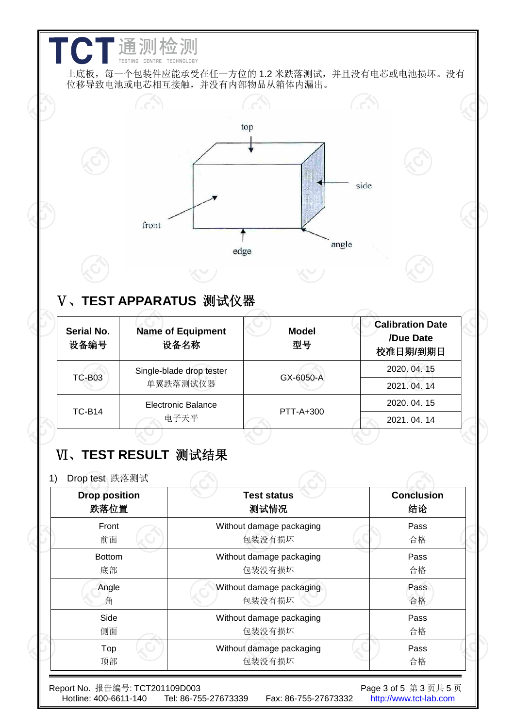土底板，每一个包装件应能承受在任一方位的 1.2 米跌落测试，并且没有电芯或电池损坏。没有位移导致电池或电芯相互接触，并没有内部物品从箱体内漏出。

top

side

front

angle

edge

## Ⅴ、TEST APPARATUS 测试仪器

| Serial No.<br>设备编号 | Name of Equipment<br>设备名称 | Model<br>型号 | Calibration Date<br>/Due Date<br>校准日期/到期日 |
|---|---|---|---|
| TC-B03 | Single-blade drop tester<br>单翼跌落测试仪器 | GX-6050-A | 2020. 04. 15 |
| | | | 2021. 04. 14 |
| TC-B14 | Electronic Balance<br>电子天平 | PTT-A+300 | 2020. 04. 15 |
| | | | 2021. 04. 14 |

## Ⅵ、TEST RESULT 测试结果

1) Drop test 跌落测试

| Drop position<br>跌落位置 | Test status<br>测试情况 | Conclusion<br>结论 |
|---|---|---|
| Front<br>前面 | Without damage packaging<br>包装没有损坏 | Pass<br>合格 |
| Bottom<br>底部 | Without damage packaging<br>包装没有损坏 | Pass<br>合格 |
| Angle<br>角 | Without damage packaging<br>包装没有损坏 | Pass<br>合格 |
| Side<br>侧面 | Without damage packaging<br>包装没有损坏 | Pass<br>合格 |
| Top<br>顶部 | Without damage packaging<br>包装没有损坏 | Pass<br>合格 |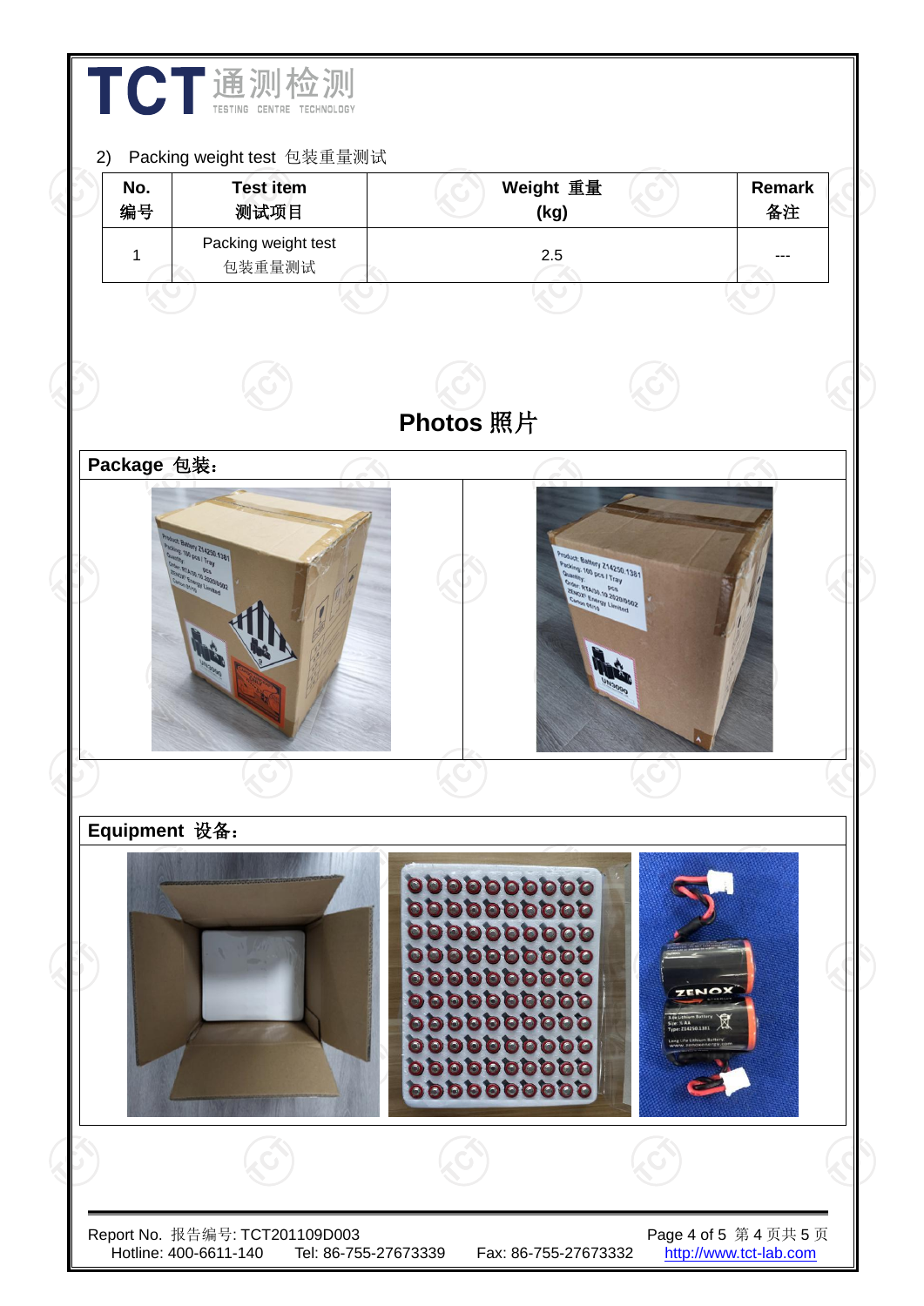2) Packing weight test 包装重量测试

| No.<br>编号 | Test item<br>测试项目 | Weight 重量<br>(kg) | Remark<br>备注 |
|---|---|---|---|
| 1 | Packing weight test<br>包装重量测试 | 2.5 | --- |

## Photos 照片

**Package 包装：**

**Equipment 设备：**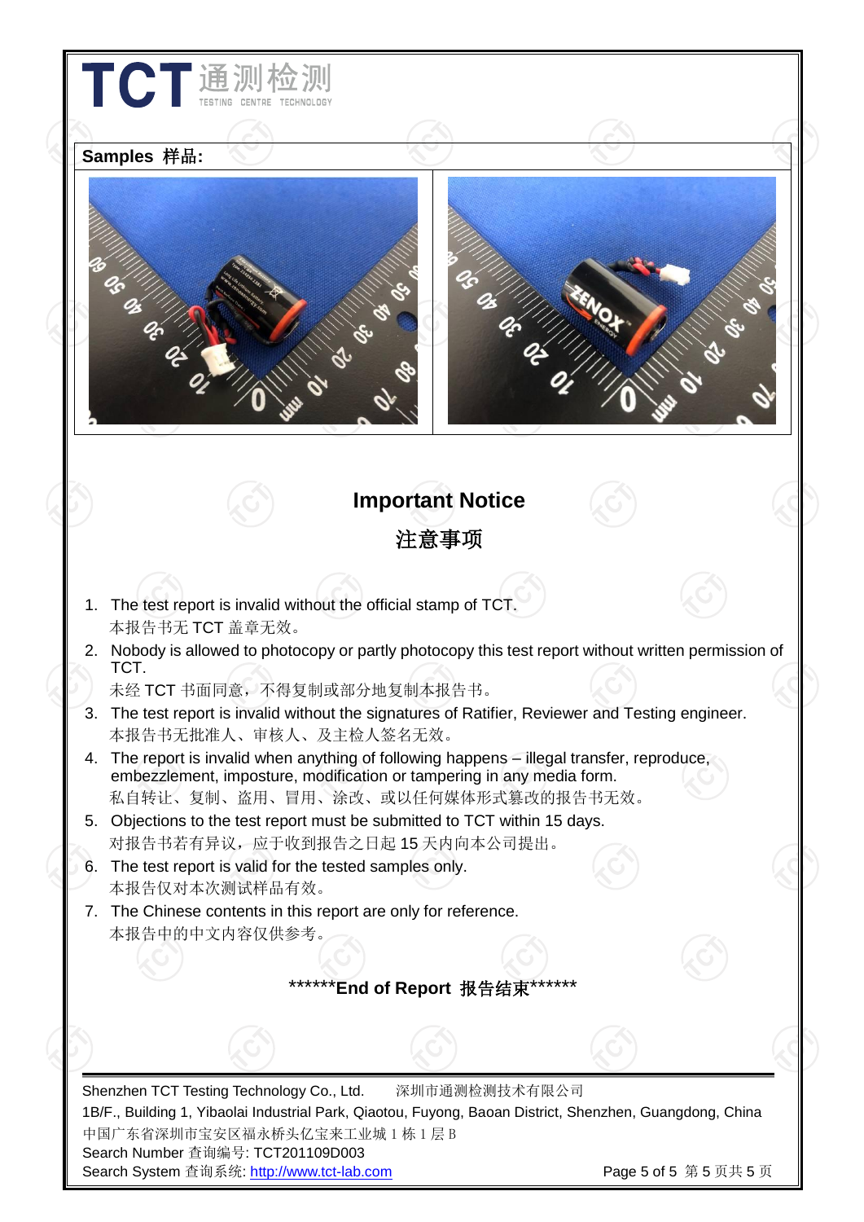**Samples 样品:**

## Important Notice

## 注意事项

1. The test report is invalid without the official stamp of TCT.
   本报告书无 TCT 盖章无效。
2. Nobody is allowed to photocopy or partly photocopy this test report without written permission of TCT.
   未经 TCT 书面同意，不得复制或部分地复制本报告书。
3. The test report is invalid without the signatures of Ratifier, Reviewer and Testing engineer.
   本报告书无批准人、审核人、及主检人签名无效。
4. The report is invalid when anything of following happens – illegal transfer, reproduce, embezzlement, imposture, modification or tampering in any media form.
   私自转让、复制、盗用、冒用、涂改、或以任何媒体形式篡改的报告书无效。
5. Objections to the test report must be submitted to TCT within 15 days.
   对报告书若有异议，应于收到报告之日起 15 天内向本公司提出。
6. The test report is valid for the tested samples only.
   本报告仅对本次测试样品有效。
7. The Chinese contents in this report are only for reference.
   本报告中的中文内容仅供参考。

**\*\*\*\*\*\*End of Report 报告结束\*\*\*\*\*\***

Shenzhen TCT Testing Technology Co., Ltd. 深圳市通测检测技术有限公司
1B/F., Building 1, Yibaolai Industrial Park, Qiaotou, Fuyong, Baoan District, Shenzhen, Guangdong, China
中国广东省深圳市宝安区福永桥头亿宝来工业城 1 栋 1 层 B
Search Number 查询编号: TCT201109D003
Search System 查询系统: http://www.tct-lab.com